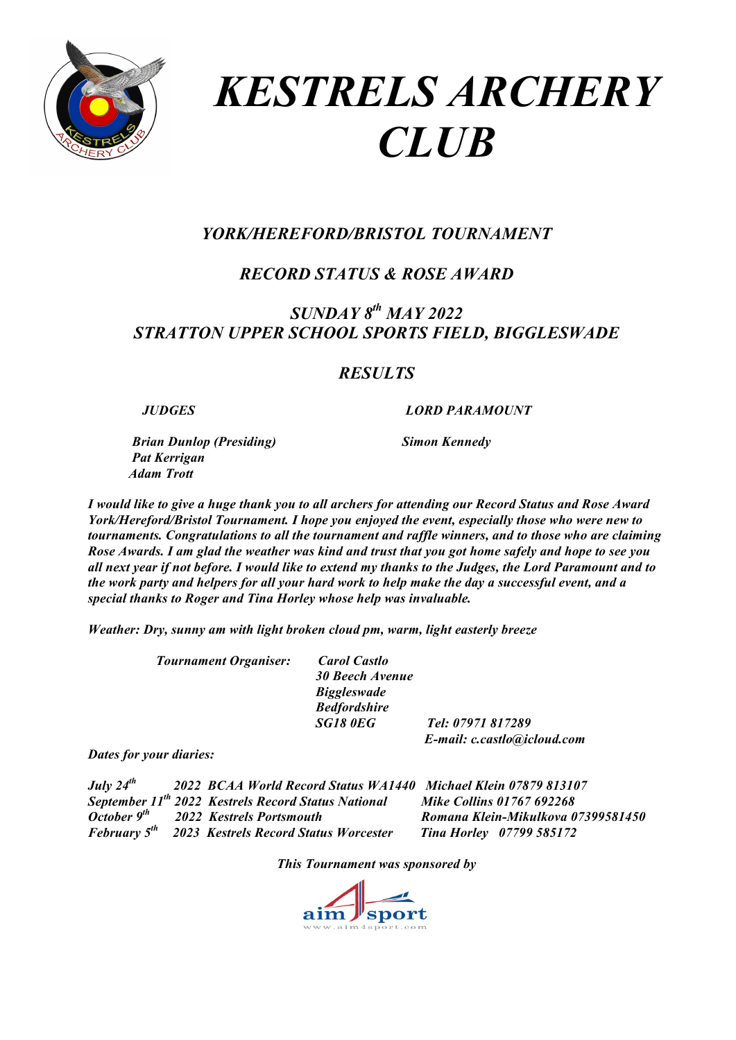# *KESTRELS ARCHERY CLUB*

## *YORK/HEREFORD/BRISTOL TOURNAMENT*

## *RECORD STATUS & ROSE AWARD*

## *SUNDAY 8th MAY 2022*
## *STRATTON UPPER SCHOOL SPORTS FIELD, BIGGLESWADE*

## *RESULTS*

| ***JUDGES*** | ***LORD PARAMOUNT*** |
|---|---|
| ***Brian Dunlop (Presiding)*** | ***Simon Kennedy*** |
| ***Pat Kerrigan*** | |
| ***Adam Trott*** | |

***I would like to give a huge thank you to all archers for attending our Record Status and Rose Award York/Hereford/Bristol Tournament. I hope you enjoyed the event, especially those who were new to tournaments. Congratulations to all the tournament and raffle winners, and to those who are claiming Rose Awards. I am glad the weather was kind and trust that you got home safely and hope to see you all next year if not before. I would like to extend my thanks to the Judges, the Lord Paramount and to the work party and helpers for all your hard work to help make the day a successful event, and a special thanks to Roger and Tina Horley whose help was invaluable.***

***Weather: Dry, sunny am with light broken cloud pm, warm, light easterly breeze***

***Tournament Organiser:*** ***Carol Castlo***
***30 Beech Avenue***
***Biggleswade***
***Bedfordshire***
***SG18 0EG*** ***Tel: 07971 817289***
***E-mail: c.castlo@icloud.com***

***Dates for your diaries:***

| | | |
|---|---|---|
| ***July 24th*** | ***2022 BCAA World Record Status WA1440*** | ***Michael Klein 07879 813107*** |
| ***September 11th*** | ***2022 Kestrels Record Status National*** | ***Mike Collins 01767 692268*** |
| ***October 9th*** | ***2022 Kestrels Portsmouth*** | ***Romana Klein-Mikulkova 07399581450*** |
| ***February 5th*** | ***2023 Kestrels Record Status Worcester*** | ***Tina Horley 07799 585172*** |

***This Tournament was sponsored by***

aim4sport
www.aim4sport.com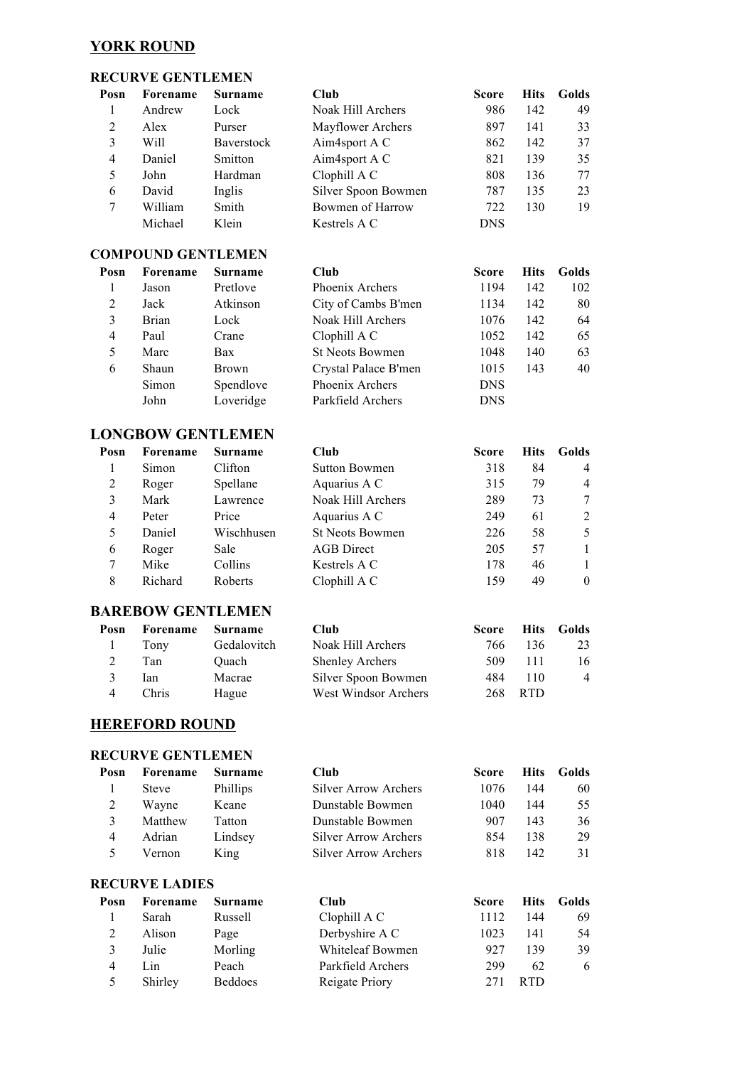## YORK ROUND

### RECURVE GENTLEMEN

| Posn | Forename | Surname | Club | Score | Hits | Golds |
|---|---|---|---|---|---|---|
| 1 | Andrew | Lock | Noak Hill Archers | 986 | 142 | 49 |
| 2 | Alex | Purser | Mayflower Archers | 897 | 141 | 33 |
| 3 | Will | Baverstock | Aim4sport A C | 862 | 142 | 37 |
| 4 | Daniel | Smitton | Aim4sport A C | 821 | 139 | 35 |
| 5 | John | Hardman | Clophill A C | 808 | 136 | 77 |
| 6 | David | Inglis | Silver Spoon Bowmen | 787 | 135 | 23 |
| 7 | William | Smith | Bowmen of Harrow | 722 | 130 | 19 |
| | Michael | Klein | Kestrels A C | DNS | | |

### COMPOUND GENTLEMEN

| Posn | Forename | Surname | Club | Score | Hits | Golds |
|---|---|---|---|---|---|---|
| 1 | Jason | Pretlove | Phoenix Archers | 1194 | 142 | 102 |
| 2 | Jack | Atkinson | City of Cambs B'men | 1134 | 142 | 80 |
| 3 | Brian | Lock | Noak Hill Archers | 1076 | 142 | 64 |
| 4 | Paul | Crane | Clophill A C | 1052 | 142 | 65 |
| 5 | Marc | Bax | St Neots Bowmen | 1048 | 140 | 63 |
| 6 | Shaun | Brown | Crystal Palace B'men | 1015 | 143 | 40 |
| | Simon | Spendlove | Phoenix Archers | DNS | | |
| | John | Loveridge | Parkfield Archers | DNS | | |

### LONGBOW GENTLEMEN

| Posn | Forename | Surname | Club | Score | Hits | Golds |
|---|---|---|---|---|---|---|
| 1 | Simon | Clifton | Sutton Bowmen | 318 | 84 | 4 |
| 2 | Roger | Spellane | Aquarius A C | 315 | 79 | 4 |
| 3 | Mark | Lawrence | Noak Hill Archers | 289 | 73 | 7 |
| 4 | Peter | Price | Aquarius A C | 249 | 61 | 2 |
| 5 | Daniel | Wischhusen | St Neots Bowmen | 226 | 58 | 5 |
| 6 | Roger | Sale | AGB Direct | 205 | 57 | 1 |
| 7 | Mike | Collins | Kestrels A C | 178 | 46 | 1 |
| 8 | Richard | Roberts | Clophill A C | 159 | 49 | 0 |

### BAREBOW GENTLEMEN

| Posn | Forename | Surname | Club | Score | Hits | Golds |
|---|---|---|---|---|---|---|
| 1 | Tony | Gedalovitch | Noak Hill Archers | 766 | 136 | 23 |
| 2 | Tan | Quach | Shenley Archers | 509 | 111 | 16 |
| 3 | Ian | Macrae | Silver Spoon Bowmen | 484 | 110 | 4 |
| 4 | Chris | Hague | West Windsor Archers | 268 | RTD | |

## HEREFORD ROUND

### RECURVE GENTLEMEN

| Posn | Forename | Surname | Club | Score | Hits | Golds |
|---|---|---|---|---|---|---|
| 1 | Steve | Phillips | Silver Arrow Archers | 1076 | 144 | 60 |
| 2 | Wayne | Keane | Dunstable Bowmen | 1040 | 144 | 55 |
| 3 | Matthew | Tatton | Dunstable Bowmen | 907 | 143 | 36 |
| 4 | Adrian | Lindsey | Silver Arrow Archers | 854 | 138 | 29 |
| 5 | Vernon | King | Silver Arrow Archers | 818 | 142 | 31 |

### RECURVE LADIES

| Posn | Forename | Surname | Club | Score | Hits | Golds |
|---|---|---|---|---|---|---|
| 1 | Sarah | Russell | Clophill A C | 1112 | 144 | 69 |
| 2 | Alison | Page | Derbyshire A C | 1023 | 141 | 54 |
| 3 | Julie | Morling | Whiteleaf Bowmen | 927 | 139 | 39 |
| 4 | Lin | Peach | Parkfield Archers | 299 | 62 | 6 |
| 5 | Shirley | Beddoes | Reigate Priory | 271 | RTD | |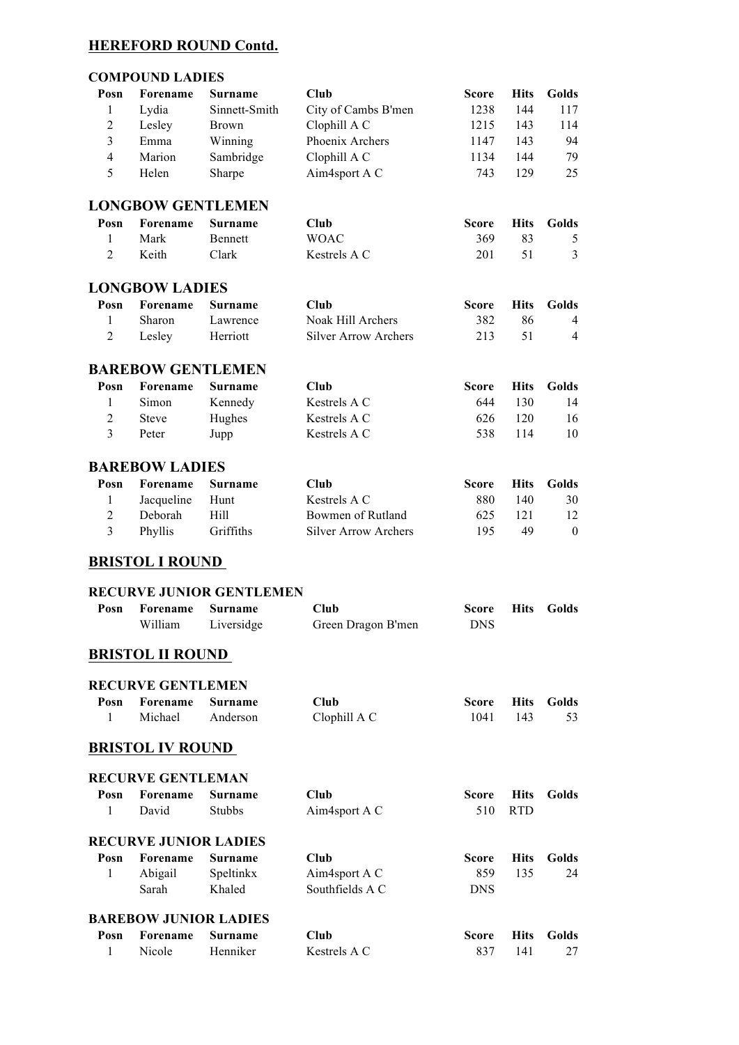## HEREFORD ROUND Contd.

### COMPOUND LADIES

| Posn | Forename | Surname | Club | Score | Hits | Golds |
|---|---|---|---|---|---|---|
| 1 | Lydia | Sinnett-Smith | City of Cambs B'men | 1238 | 144 | 117 |
| 2 | Lesley | Brown | Clophill A C | 1215 | 143 | 114 |
| 3 | Emma | Winning | Phoenix Archers | 1147 | 143 | 94 |
| 4 | Marion | Sambridge | Clophill A C | 1134 | 144 | 79 |
| 5 | Helen | Sharpe | Aim4sport A C | 743 | 129 | 25 |

### LONGBOW GENTLEMEN

| Posn | Forename | Surname | Club | Score | Hits | Golds |
|---|---|---|---|---|---|---|
| 1 | Mark | Bennett | WOAC | 369 | 83 | 5 |
| 2 | Keith | Clark | Kestrels A C | 201 | 51 | 3 |

### LONGBOW LADIES

| Posn | Forename | Surname | Club | Score | Hits | Golds |
|---|---|---|---|---|---|---|
| 1 | Sharon | Lawrence | Noak Hill Archers | 382 | 86 | 4 |
| 2 | Lesley | Herriott | Silver Arrow Archers | 213 | 51 | 4 |

### BAREBOW GENTLEMEN

| Posn | Forename | Surname | Club | Score | Hits | Golds |
|---|---|---|---|---|---|---|
| 1 | Simon | Kennedy | Kestrels A C | 644 | 130 | 14 |
| 2 | Steve | Hughes | Kestrels A C | 626 | 120 | 16 |
| 3 | Peter | Jupp | Kestrels A C | 538 | 114 | 10 |

### BAREBOW LADIES

| Posn | Forename | Surname | Club | Score | Hits | Golds |
|---|---|---|---|---|---|---|
| 1 | Jacqueline | Hunt | Kestrels A C | 880 | 140 | 30 |
| 2 | Deborah | Hill | Bowmen of Rutland | 625 | 121 | 12 |
| 3 | Phyllis | Griffiths | Silver Arrow Archers | 195 | 49 | 0 |

## BRISTOL I ROUND

### RECURVE JUNIOR GENTLEMEN

| Posn | Forename | Surname | Club | Score | Hits | Golds |
|---|---|---|---|---|---|---|
| | William | Liversidge | Green Dragon B'men | DNS | | |

## BRISTOL II ROUND

### RECURVE GENTLEMEN

| Posn | Forename | Surname | Club | Score | Hits | Golds |
|---|---|---|---|---|---|---|
| 1 | Michael | Anderson | Clophill A C | 1041 | 143 | 53 |

## BRISTOL IV ROUND

### RECURVE GENTLEMAN

| Posn | Forename | Surname | Club | Score | Hits | Golds |
|---|---|---|---|---|---|---|
| 1 | David | Stubbs | Aim4sport A C | 510 | RTD | |

### RECURVE JUNIOR LADIES

| Posn | Forename | Surname | Club | Score | Hits | Golds |
|---|---|---|---|---|---|---|
| 1 | Abigail | Speltinkx | Aim4sport A C | 859 | 135 | 24 |
| | Sarah | Khaled | Southfields A C | DNS | | |

### BAREBOW JUNIOR LADIES

| Posn | Forename | Surname | Club | Score | Hits | Golds |
|---|---|---|---|---|---|---|
| 1 | Nicole | Henniker | Kestrels A C | 837 | 141 | 27 |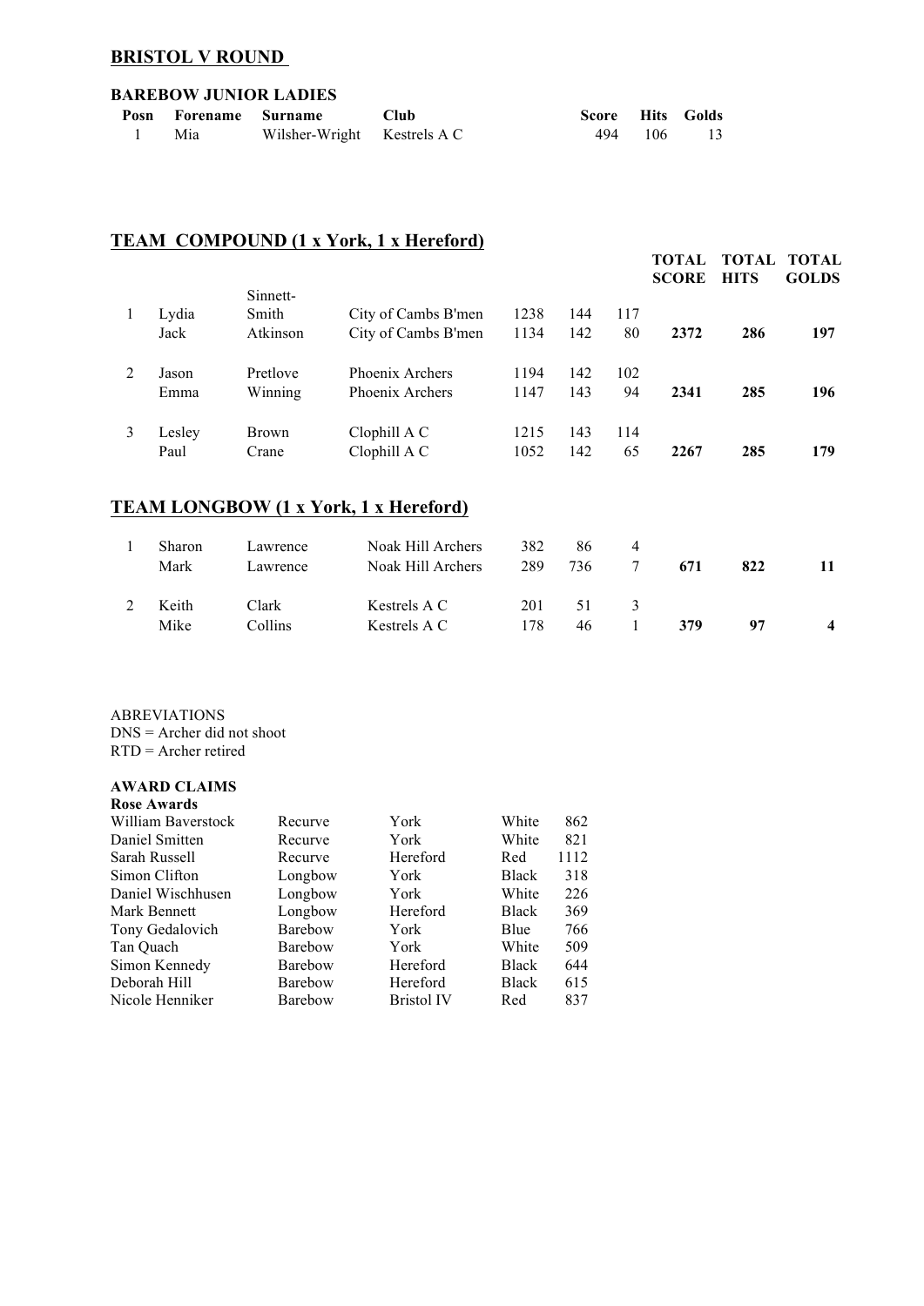## BRISTOL V ROUND

### BAREBOW JUNIOR LADIES

| Posn | Forename | Surname | Club | Score | Hits | Golds |
|---|---|---|---|---|---|---|
| 1 | Mia | Wilsher-Wright | Kestrels A C | 494 | 106 | 13 |

## TEAM COMPOUND (1 x York, 1 x Hereford)

| | | | | | | | TOTAL SCORE | TOTAL HITS | TOTAL GOLDS |
|---|---|---|---|---|---|---|---|---|---|
| 1 | Lydia | Sinnett-Smith | City of Cambs B'men | 1238 | 144 | 117 | | | |
| | Jack | Atkinson | City of Cambs B'men | 1134 | 142 | 80 | **2372** | **286** | **197** |
| 2 | Jason | Pretlove | Phoenix Archers | 1194 | 142 | 102 | | | |
| | Emma | Winning | Phoenix Archers | 1147 | 143 | 94 | **2341** | **285** | **196** |
| 3 | Lesley | Brown | Clophill A C | 1215 | 143 | 114 | | | |
| | Paul | Crane | Clophill A C | 1052 | 142 | 65 | **2267** | **285** | **179** |

## TEAM LONGBOW (1 x York, 1 x Hereford)

| | | | | | | | | | |
|---|---|---|---|---|---|---|---|---|---|
| 1 | Sharon | Lawrence | Noak Hill Archers | 382 | 86 | 4 | | | |
| | Mark | Lawrence | Noak Hill Archers | 289 | 736 | 7 | **671** | **822** | **11** |
| 2 | Keith | Clark | Kestrels A C | 201 | 51 | 3 | | | |
| | Mike | Collins | Kestrels A C | 178 | 46 | 1 | **379** | **97** | **4** |

ABREVIATIONS
DNS = Archer did not shoot
RTD = Archer retired

**AWARD CLAIMS**
**Rose Awards**

| | | | | |
|---|---|---|---|---|
| William Baverstock | Recurve | York | White | 862 |
| Daniel Smitten | Recurve | York | White | 821 |
| Sarah Russell | Recurve | Hereford | Red | 1112 |
| Simon Clifton | Longbow | York | Black | 318 |
| Daniel Wischhusen | Longbow | York | White | 226 |
| Mark Bennett | Longbow | Hereford | Black | 369 |
| Tony Gedalovich | Barebow | York | Blue | 766 |
| Tan Quach | Barebow | York | White | 509 |
| Simon Kennedy | Barebow | Hereford | Black | 644 |
| Deborah Hill | Barebow | Hereford | Black | 615 |
| Nicole Henniker | Barebow | Bristol IV | Red | 837 |